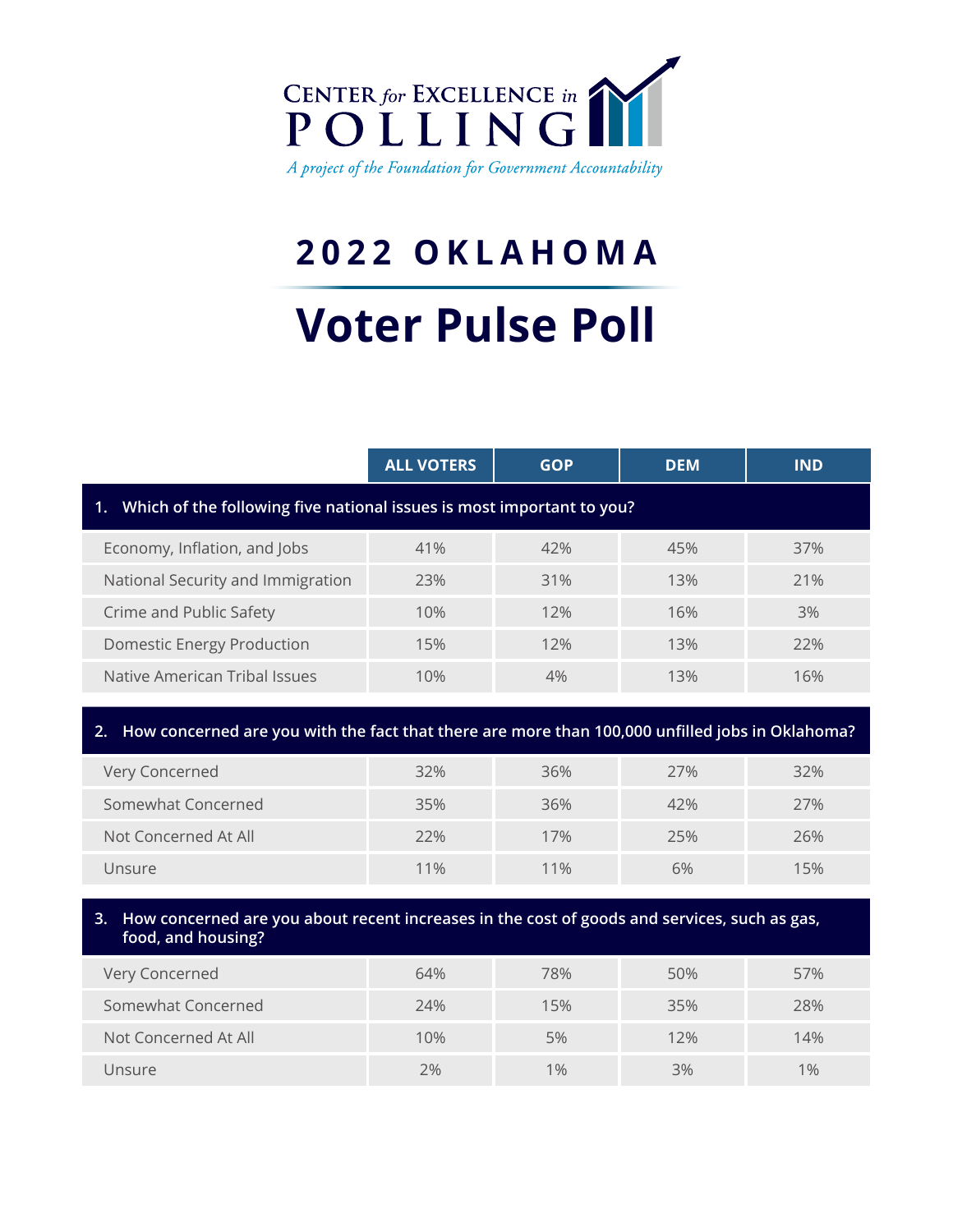CENTER *for* EXCELLENCE *in* POLLING

*A project of the Foundation for Government Accountability*

# 2022 OKLAHOMA

# Voter Pulse Poll

| | ALL VOTERS | GOP | DEM | IND |
|---|---|---|---|---|
| **1. Which of the following five national issues is most important to you?** | | | | |
| Economy, Inflation, and Jobs | 41% | 42% | 45% | 37% |
| National Security and Immigration | 23% | 31% | 13% | 21% |
| Crime and Public Safety | 10% | 12% | 16% | 3% |
| Domestic Energy Production | 15% | 12% | 13% | 22% |
| Native American Tribal Issues | 10% | 4% | 13% | 16% |
| **2. How concerned are you with the fact that there are more than 100,000 unfilled jobs in Oklahoma?** | | | | |
| Very Concerned | 32% | 36% | 27% | 32% |
| Somewhat Concerned | 35% | 36% | 42% | 27% |
| Not Concerned At All | 22% | 17% | 25% | 26% |
| Unsure | 11% | 11% | 6% | 15% |
| **3. How concerned are you about recent increases in the cost of goods and services, such as gas, food, and housing?** | | | | |
| Very Concerned | 64% | 78% | 50% | 57% |
| Somewhat Concerned | 24% | 15% | 35% | 28% |
| Not Concerned At All | 10% | 5% | 12% | 14% |
| Unsure | 2% | 1% | 3% | 1% |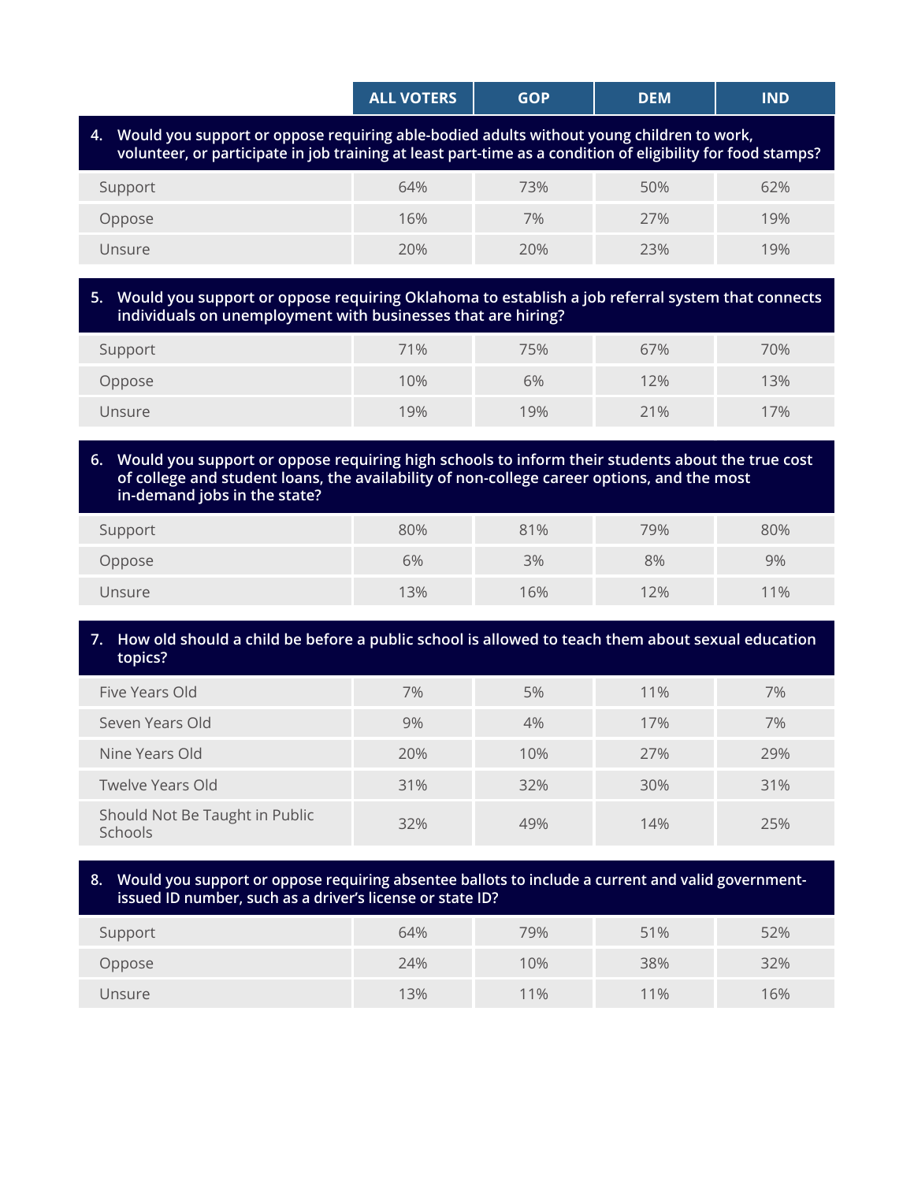| | ALL VOTERS | GOP | DEM | IND |
|---|---|---|---|---|
| **4. Would you support or oppose requiring able-bodied adults without young children to work, volunteer, or participate in job training at least part-time as a condition of eligibility for food stamps?** | | | | |
| Support | 64% | 73% | 50% | 62% |
| Oppose | 16% | 7% | 27% | 19% |
| Unsure | 20% | 20% | 23% | 19% |
| **5. Would you support or oppose requiring Oklahoma to establish a job referral system that connects individuals on unemployment with businesses that are hiring?** | | | | |
| Support | 71% | 75% | 67% | 70% |
| Oppose | 10% | 6% | 12% | 13% |
| Unsure | 19% | 19% | 21% | 17% |
| **6. Would you support or oppose requiring high schools to inform their students about the true cost of college and student loans, the availability of non-college career options, and the most in-demand jobs in the state?** | | | | |
| Support | 80% | 81% | 79% | 80% |
| Oppose | 6% | 3% | 8% | 9% |
| Unsure | 13% | 16% | 12% | 11% |
| **7. How old should a child be before a public school is allowed to teach them about sexual education topics?** | | | | |
| Five Years Old | 7% | 5% | 11% | 7% |
| Seven Years Old | 9% | 4% | 17% | 7% |
| Nine Years Old | 20% | 10% | 27% | 29% |
| Twelve Years Old | 31% | 32% | 30% | 31% |
| Should Not Be Taught in Public Schools | 32% | 49% | 14% | 25% |
| **8. Would you support or oppose requiring absentee ballots to include a current and valid government-issued ID number, such as a driver's license or state ID?** | | | | |
| Support | 64% | 79% | 51% | 52% |
| Oppose | 24% | 10% | 38% | 32% |
| Unsure | 13% | 11% | 11% | 16% |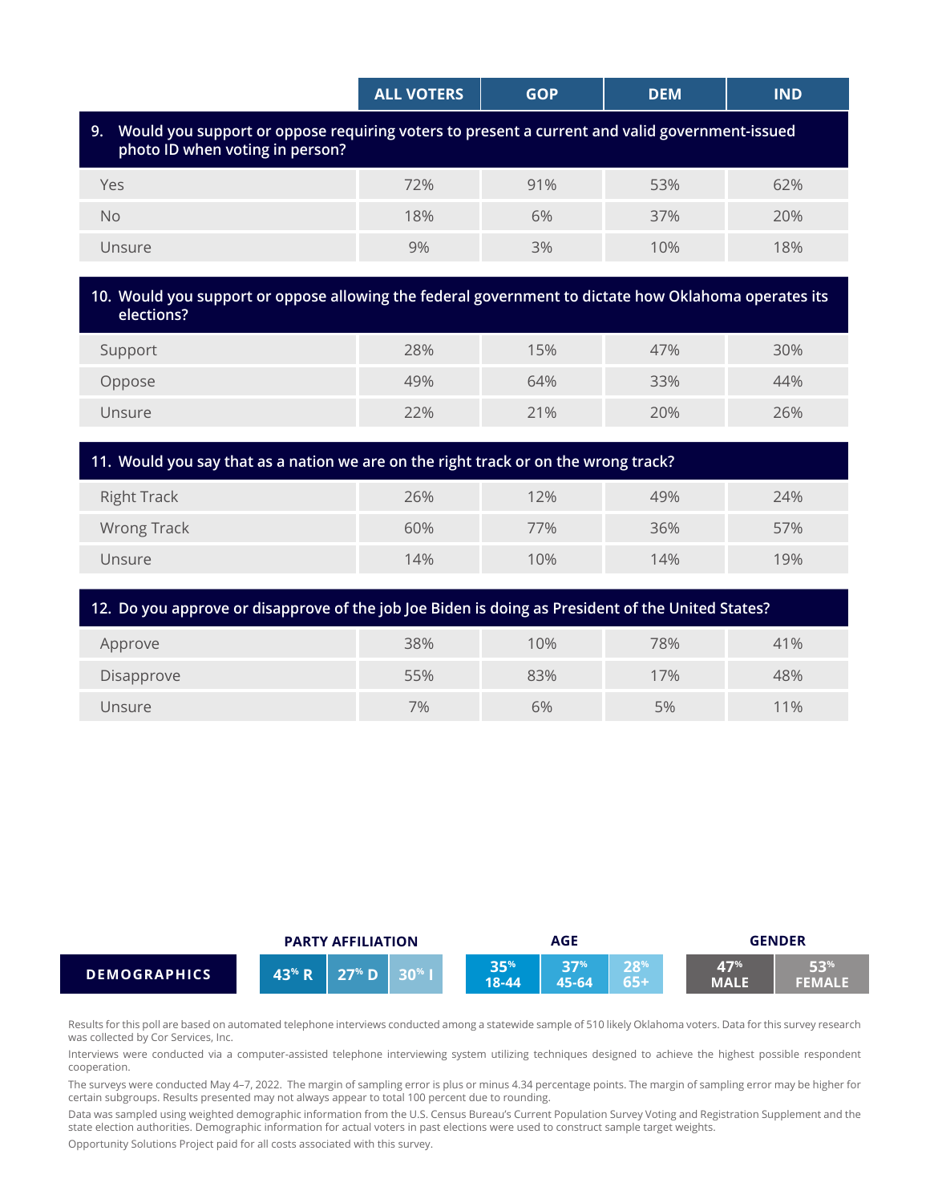| | ALL VOTERS | GOP | DEM | IND |
|---|---|---|---|---|
| **9. Would you support or oppose requiring voters to present a current and valid government-issued photo ID when voting in person?** | | | | |
| Yes | 72% | 91% | 53% | 62% |
| No | 18% | 6% | 37% | 20% |
| Unsure | 9% | 3% | 10% | 18% |
| **10. Would you support or oppose allowing the federal government to dictate how Oklahoma operates its elections?** | | | | |
| Support | 28% | 15% | 47% | 30% |
| Oppose | 49% | 64% | 33% | 44% |
| Unsure | 22% | 21% | 20% | 26% |
| **11. Would you say that as a nation we are on the right track or on the wrong track?** | | | | |
| Right Track | 26% | 12% | 49% | 24% |
| Wrong Track | 60% | 77% | 36% | 57% |
| Unsure | 14% | 10% | 14% | 19% |
| **12. Do you approve or disapprove of the job Joe Biden is doing as President of the United States?** | | | | |
| Approve | 38% | 10% | 78% | 41% |
| Disapprove | 55% | 83% | 17% | 48% |
| Unsure | 7% | 6% | 5% | 11% |

| DEMOGRAPHICS | PARTY AFFILIATION | | | AGE | | | GENDER | |
|---|---|---|---|---|---|---|---|---|
| | 43% R | 27% D | 30% I | 35% 18-44 | 37% 45-64 | 28% 65+ | 47% MALE | 53% FEMALE |

Results for this poll are based on automated telephone interviews conducted among a statewide sample of 510 likely Oklahoma voters. Data for this survey research was collected by Cor Services, Inc.

Interviews were conducted via a computer-assisted telephone interviewing system utilizing techniques designed to achieve the highest possible respondent cooperation.

The surveys were conducted May 4–7, 2022. The margin of sampling error is plus or minus 4.34 percentage points. The margin of sampling error may be higher for certain subgroups. Results presented may not always appear to total 100 percent due to rounding.

Data was sampled using weighted demographic information from the U.S. Census Bureau's Current Population Survey Voting and Registration Supplement and the state election authorities. Demographic information for actual voters in past elections were used to construct sample target weights.

Opportunity Solutions Project paid for all costs associated with this survey.